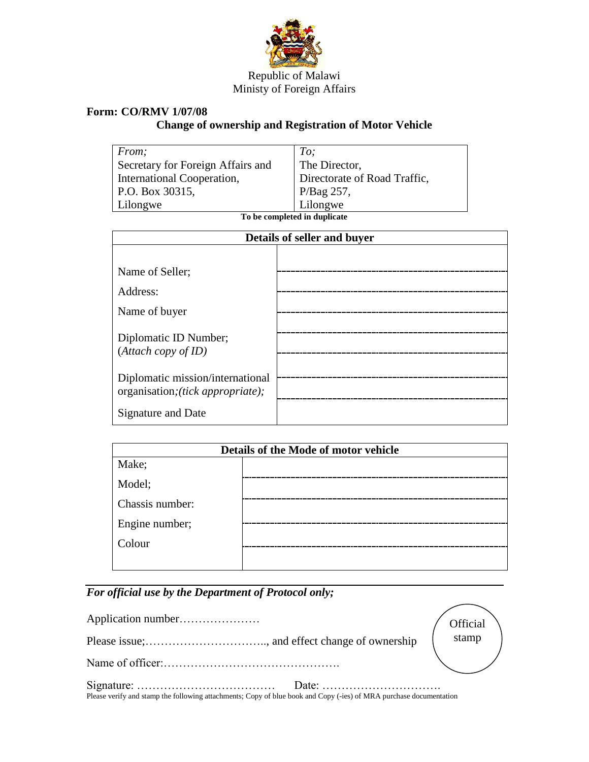Republic of Malawi
Ministry of Foreign Affairs

**Form: CO/RMV 1/07/08**

## Change of ownership and Registration of Motor Vehicle

| *From;* | *To;* |
|---|---|
| Secretary for Foreign Affairs and International Cooperation, P.O. Box 30315, Lilongwe | The Director, Directorate of Road Traffic, P/Bag 257, Lilongwe |

**To be completed in duplicate**

| Details of seller and buyer | |
|---|---|
| Name of Seller; | |
| Address: | |
| Name of buyer | |
| Diplomatic ID Number; (*Attach copy of ID)* | |
| Diplomatic mission/international organisation*;(tick appropriate);* | |
| Signature and Date | |

| Details of the Mode of motor vehicle | |
|---|---|
| Make; | |
| Model; | |
| Chassis number: | |
| Engine number; | |
| Colour | |

***For official use by the Department of Protocol only;***

Application number…………………

Please issue;………………………….., and effect change of ownership

Name of officer:……………………………………….

Signature: ……………………………… Date: ………………………….

Official stamp

Please verify and stamp the following attachments; Copy of blue book and Copy (-ies) of MRA purchase documentation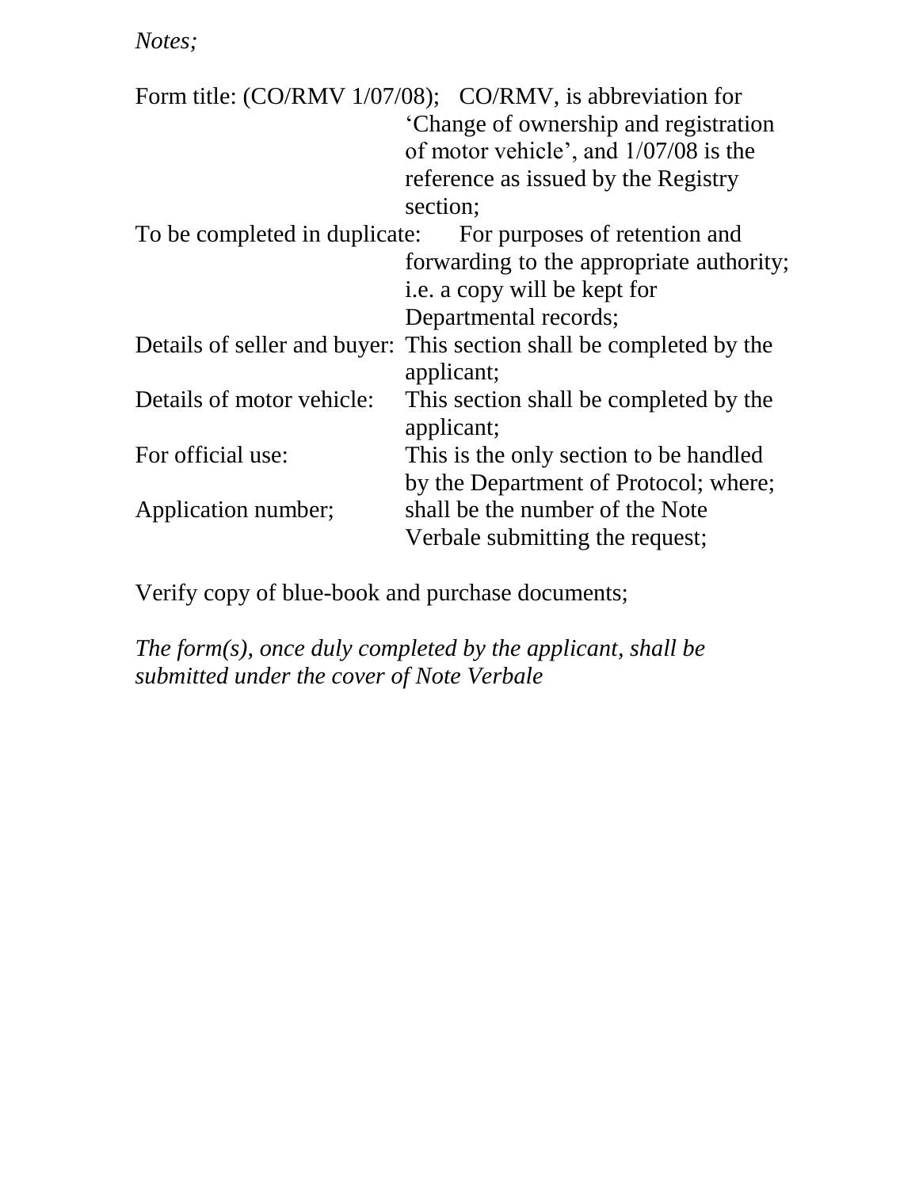*Notes;*

| | |
|---|---|
| Form title: (CO/RMV 1/07/08); | CO/RMV, is abbreviation for 'Change of ownership and registration of motor vehicle', and 1/07/08 is the reference as issued by the Registry section; |
| To be completed in duplicate: | For purposes of retention and forwarding to the appropriate authority; i.e. a copy will be kept for Departmental records; |
| Details of seller and buyer: | This section shall be completed by the applicant; |
| Details of motor vehicle: | This section shall be completed by the applicant; |
| For official use: | This is the only section to be handled by the Department of Protocol; where; |
| Application number; | shall be the number of the Note Verbale submitting the request; |

Verify copy of blue-book and purchase documents;

*The form(s), once duly completed by the applicant, shall be submitted under the cover of Note Verbale*